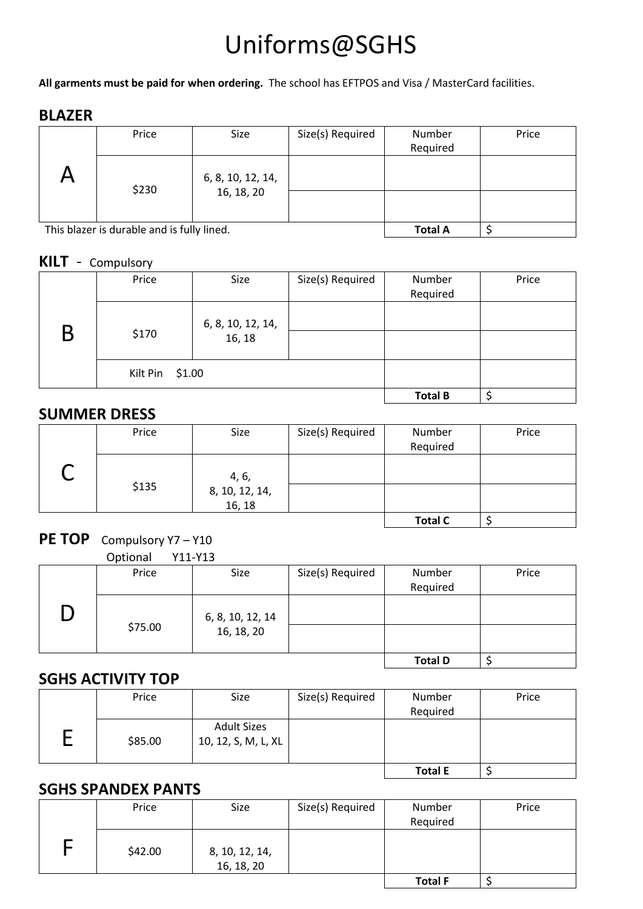# Uniforms@SGHS

**All garments must be paid for when ordering.** The school has EFTPOS and Visa / MasterCard facilities.

## BLAZER

| | Price | Size | Size(s) Required | Number Required | Price |
|---|---|---|---|---|---|
| A | $230 | 6, 8, 10, 12, 14, 16, 18, 20 | | | |
| | | | | | |
| This blazer is durable and is fully lined. | | | | **Total A** | $ |

## KILT - Compulsory

| | Price | Size | Size(s) Required | Number Required | Price |
|---|---|---|---|---|---|
| B | $170 | 6, 8, 10, 12, 14, 16, 18 | | | |
| | | | | | |
| | Kilt Pin $1.00 | | | | |
| | | | | **Total B** | $ |

## SUMMER DRESS

| | Price | Size | Size(s) Required | Number Required | Price |
|---|---|---|---|---|---|
| C | $135 | 4, 6, 8, 10, 12, 14, 16, 18 | | | |
| | | | | | |
| | | | | **Total C** | $ |

## PE TOP Compulsory Y7 – Y10
Optional Y11-Y13

| | Price | Size | Size(s) Required | Number Required | Price |
|---|---|---|---|---|---|
| D | $75.00 | 6, 8, 10, 12, 14 16, 18, 20 | | | |
| | | | | | |
| | | | | **Total D** | $ |

## SGHS ACTIVITY TOP

| | Price | Size | Size(s) Required | Number Required | Price |
|---|---|---|---|---|---|
| E | $85.00 | Adult Sizes 10, 12, S, M, L, XL | | | |
| | | | | **Total E** | $ |

## SGHS SPANDEX PANTS

| | Price | Size | Size(s) Required | Number Required | Price |
|---|---|---|---|---|---|
| F | $42.00 | 8, 10, 12, 14, 16, 18, 20 | | | |
| | | | | **Total F** | $ |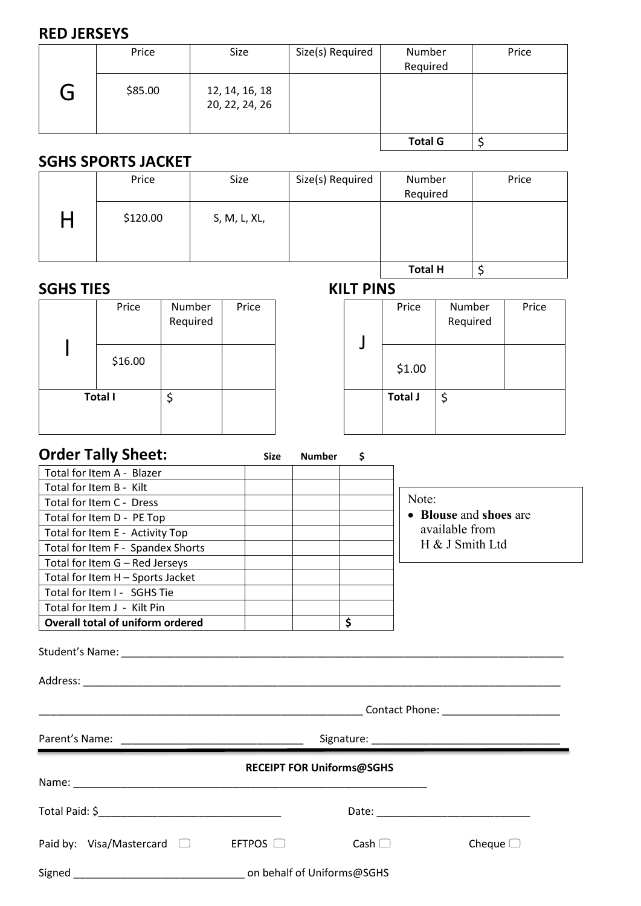## RED JERSEYS

| | Price | Size | Size(s) Required | Number Required | Price |
|---|---|---|---|---|---|
| G | $85.00 | 12, 14, 16, 18 20, 22, 24, 26 | | | |
| | | | | **Total G** | $ |

## SGHS SPORTS JACKET

| | Price | Size | Size(s) Required | Number Required | Price |
|---|---|---|---|---|---|
| H | $120.00 | S, M, L, XL, | | | |
| | | | | **Total H** | $ |

## SGHS TIES

| | Price | Number Required | Price |
|---|---|---|---|
| I | $16.00 | | |
| **Total I** | | $ | |

## KILT PINS

| | Price | Number Required | Price |
|---|---|---|---|
| J | $1.00 | | |
| | **Total J** | $ | |

## Order Tally Sheet:

| | Size | Number | $ |
|---|---|---|---|
| Total for Item A - Blazer | | | |
| Total for Item B - Kilt | | | |
| Total for Item C - Dress | | | |
| Total for Item D - PE Top | | | |
| Total for Item E - Activity Top | | | |
| Total for Item F - Spandex Shorts | | | |
| Total for Item G – Red Jerseys | | | |
| Total for Item H – Sports Jacket | | | |
| Total for Item I - SGHS Tie | | | |
| Total for Item J - Kilt Pin | | | |
| **Overall total of uniform ordered** | | | **$** |

Note:
- **Blouse** and **shoes** are available from H & J Smith Ltd

Student's Name: ______________________________________________________________________________

Address: ____________________________________________________________________________________

_________________________________________________________ Contact Phone: ____________________

Parent's Name: ________________________________ Signature: ________________________________

**RECEIPT FOR Uniforms@SGHS**

Name: ______________________________________________________________

Total Paid: $________________________________ Date: ___________________________

Paid by: Visa/Mastercard ☐ EFTPOS ☐ Cash ☐ Cheque ☐

Signed ______________________________ on behalf of Uniforms@SGHS